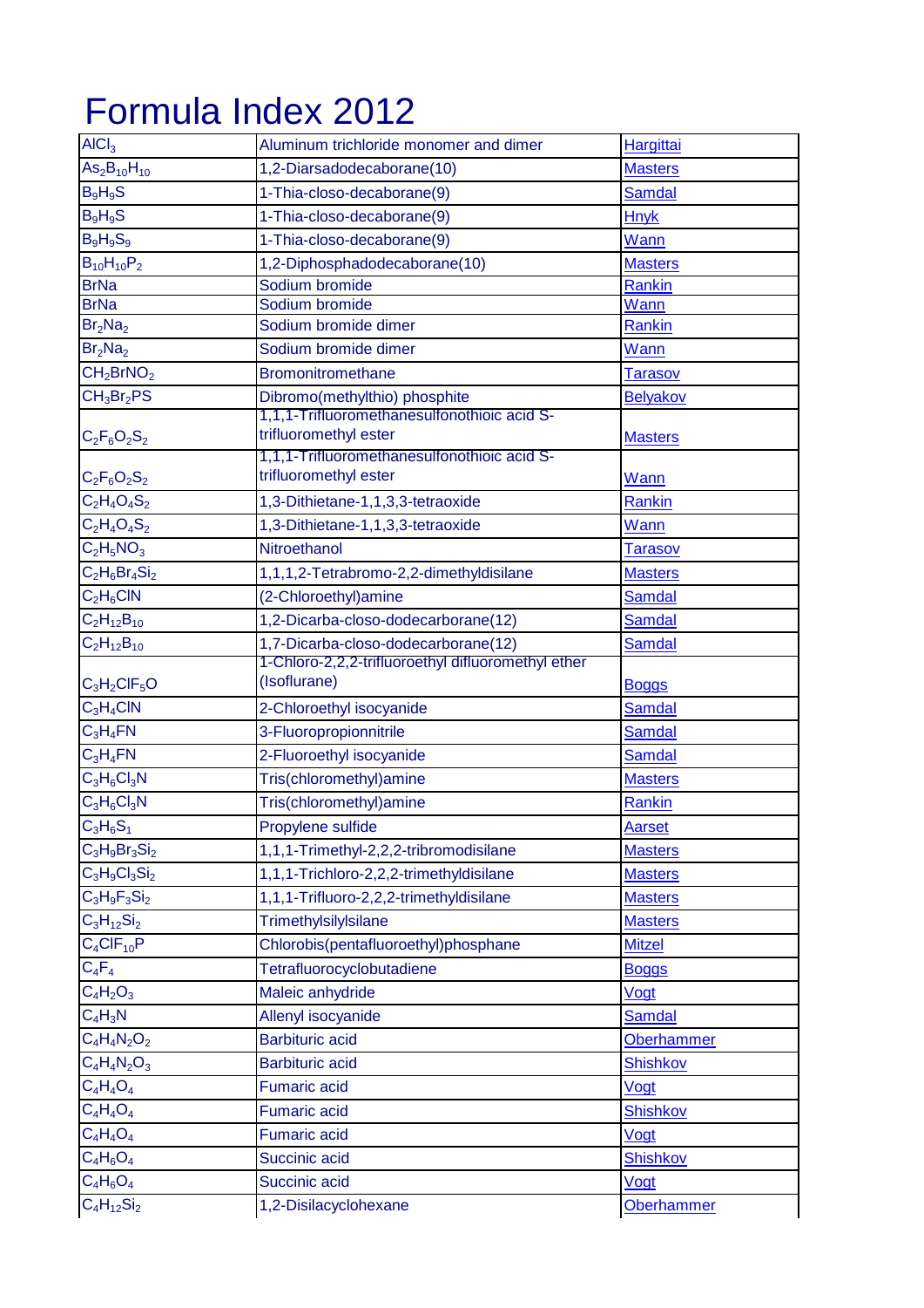# Formula Index 2012

| | | |
|---|---|---|
| $AlCl_3$ | Aluminum trichloride monomer and dimer | Hargittai |
| $As_2B_{10}H_{10}$ | 1,2-Diarsadodecaborane(10) | Masters |
| $B_9H_9S$ | 1-Thia-closo-decaborane(9) | Samdal |
| $B_9H_9S$ | 1-Thia-closo-decaborane(9) | Hnyk |
| $B_9H_9S_9$ | 1-Thia-closo-decaborane(9) | Wann |
| $B_{10}H_{10}P_2$ | 1,2-Diphosphadodecaborane(10) | Masters |
| BrNa | Sodium bromide | Rankin |
| BrNa | Sodium bromide | Wann |
| $Br_2Na_2$ | Sodium bromide dimer | Rankin |
| $Br_2Na_2$ | Sodium bromide dimer | Wann |
| $CH_2BrNO_2$ | Bromonitromethane | Tarasov |
| $CH_3Br_2PS$ | Dibromo(methylthio) phosphite | Belyakov |
| $C_2F_6O_2S_2$ | 1,1,1-Trifluoromethanesulfonothioic acid S-trifluoromethyl ester | Masters |
| $C_2F_6O_2S_2$ | 1,1,1-Trifluoromethanesulfonothioic acid S-trifluoromethyl ester | Wann |
| $C_2H_4O_4S_2$ | 1,3-Dithietane-1,1,3,3-tetraoxide | Rankin |
| $C_2H_4O_4S_2$ | 1,3-Dithietane-1,1,3,3-tetraoxide | Wann |
| $C_2H_5NO_3$ | Nitroethanol | Tarasov |
| $C_2H_6Br_4Si_2$ | 1,1,1,2-Tetrabromo-2,2-dimethyldisilane | Masters |
| $C_2H_6ClN$ | (2-Chloroethyl)amine | Samdal |
| $C_2H_{12}B_{10}$ | 1,2-Dicarba-closo-dodecarborane(12) | Samdal |
| $C_2H_{12}B_{10}$ | 1,7-Dicarba-closo-dodecarborane(12) | Samdal |
| $C_3H_2ClF_5O$ | 1-Chloro-2,2,2-trifluoroethyl difluoromethyl ether (Isoflurane) | Boggs |
| $C_3H_4ClN$ | 2-Chloroethyl isocyanide | Samdal |
| $C_3H_4FN$ | 3-Fluoropropionnitrile | Samdal |
| $C_3H_4FN$ | 2-Fluoroethyl isocyanide | Samdal |
| $C_3H_6Cl_3N$ | Tris(chloromethyl)amine | Masters |
| $C_3H_6Cl_3N$ | Tris(chloromethyl)amine | Rankin |
| $C_3H_6S_1$ | Propylene sulfide | Aarset |
| $C_3H_9Br_3Si_2$ | 1,1,1-Trimethyl-2,2,2-tribromodisilane | Masters |
| $C_3H_9Cl_3Si_2$ | 1,1,1-Trichloro-2,2,2-trimethyldisilane | Masters |
| $C_3H_9F_3Si_2$ | 1,1,1-Trifluoro-2,2,2-trimethyldisilane | Masters |
| $C_3H_{12}Si_2$ | Trimethylsilylsilane | Masters |
| $C_4ClF_{10}P$ | Chlorobis(pentafluoroethyl)phosphane | Mitzel |
| $C_4F_4$ | Tetrafluorocyclobutadiene | Boggs |
| $C_4H_2O_3$ | Maleic anhydride | Vogt |
| $C_4H_3N$ | Allenyl isocyanide | Samdal |
| $C_4H_4N_2O_2$ | Barbituric acid | Oberhammer |
| $C_4H_4N_2O_3$ | Barbituric acid | Shishkov |
| $C_4H_4O_4$ | Fumaric acid | Vogt |
| $C_4H_4O_4$ | Fumaric acid | Shishkov |
| $C_4H_4O_4$ | Fumaric acid | Vogt |
| $C_4H_6O_4$ | Succinic acid | Shishkov |
| $C_4H_6O_4$ | Succinic acid | Vogt |
| $C_4H_{12}Si_2$ | 1,2-Disilacyclohexane | Oberhammer |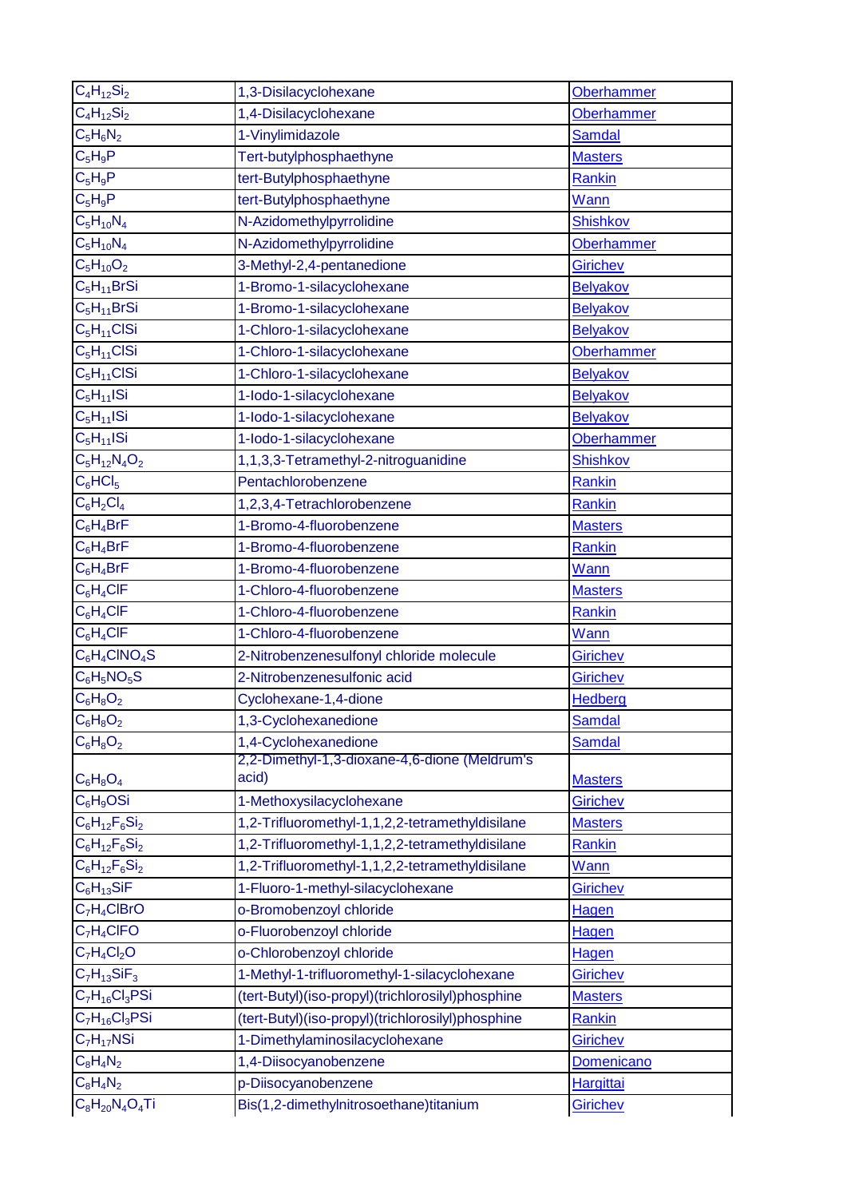| | | |
|---|---|---|
| $C_4H_{12}Si_2$ | 1,3-Disilacyclohexane | Oberhammer |
| $C_4H_{12}Si_2$ | 1,4-Disilacyclohexane | Oberhammer |
| $C_5H_6N_2$ | 1-Vinylimidazole | Samdal |
| $C_5H_9P$ | Tert-butylphosphaethyne | Masters |
| $C_5H_9P$ | tert-Butylphosphaethyne | Rankin |
| $C_5H_9P$ | tert-Butylphosphaethyne | Wann |
| $C_5H_{10}N_4$ | N-Azidomethylpyrrolidine | Shishkov |
| $C_5H_{10}N_4$ | N-Azidomethylpyrrolidine | Oberhammer |
| $C_5H_{10}O_2$ | 3-Methyl-2,4-pentanedione | Girichev |
| $C_5H_{11}BrSi$ | 1-Bromo-1-silacyclohexane | Belyakov |
| $C_5H_{11}BrSi$ | 1-Bromo-1-silacyclohexane | Belyakov |
| $C_5H_{11}ClSi$ | 1-Chloro-1-silacyclohexane | Belyakov |
| $C_5H_{11}ClSi$ | 1-Chloro-1-silacyclohexane | Oberhammer |
| $C_5H_{11}ClSi$ | 1-Chloro-1-silacyclohexane | Belyakov |
| $C_5H_{11}ISi$ | 1-Iodo-1-silacyclohexane | Belyakov |
| $C_5H_{11}ISi$ | 1-Iodo-1-silacyclohexane | Belyakov |
| $C_5H_{11}ISi$ | 1-Iodo-1-silacyclohexane | Oberhammer |
| $C_5H_{12}N_4O_2$ | 1,1,3,3-Tetramethyl-2-nitroguanidine | Shishkov |
| $C_6HCl_5$ | Pentachlorobenzene | Rankin |
| $C_6H_2Cl_4$ | 1,2,3,4-Tetrachlorobenzene | Rankin |
| $C_6H_4BrF$ | 1-Bromo-4-fluorobenzene | Masters |
| $C_6H_4BrF$ | 1-Bromo-4-fluorobenzene | Rankin |
| $C_6H_4BrF$ | 1-Bromo-4-fluorobenzene | Wann |
| $C_6H_4ClF$ | 1-Chloro-4-fluorobenzene | Masters |
| $C_6H_4ClF$ | 1-Chloro-4-fluorobenzene | Rankin |
| $C_6H_4ClF$ | 1-Chloro-4-fluorobenzene | Wann |
| $C_6H_4ClNO_4S$ | 2-Nitrobenzenesulfonyl chloride molecule | Girichev |
| $C_6H_5NO_5S$ | 2-Nitrobenzenesulfonic acid | Girichev |
| $C_6H_8O_2$ | Cyclohexane-1,4-dione | Hedberg |
| $C_6H_8O_2$ | 1,3-Cyclohexanedione | Samdal |
| $C_6H_8O_2$ | 1,4-Cyclohexanedione | Samdal |
| $C_6H_8O_4$ | 2,2-Dimethyl-1,3-dioxane-4,6-dione (Meldrum's acid) | Masters |
| $C_6H_9OSi$ | 1-Methoxysilacyclohexane | Girichev |
| $C_6H_{12}F_6Si_2$ | 1,2-Trifluoromethyl-1,1,2,2-tetramethyldisilane | Masters |
| $C_6H_{12}F_6Si_2$ | 1,2-Trifluoromethyl-1,1,2,2-tetramethyldisilane | Rankin |
| $C_6H_{12}F_6Si_2$ | 1,2-Trifluoromethyl-1,1,2,2-tetramethyldisilane | Wann |
| $C_6H_{13}SiF$ | 1-Fluoro-1-methyl-silacyclohexane | Girichev |
| $C_7H_4ClBrO$ | o-Bromobenzoyl chloride | Hagen |
| $C_7H_4ClFO$ | o-Fluorobenzoyl chloride | Hagen |
| $C_7H_4Cl_2O$ | o-Chlorobenzoyl chloride | Hagen |
| $C_7H_{13}SiF_3$ | 1-Methyl-1-trifluoromethyl-1-silacyclohexane | Girichev |
| $C_7H_{16}Cl_3PSi$ | (tert-Butyl)(iso-propyl)(trichlorosilyl)phosphine | Masters |
| $C_7H_{16}Cl_3PSi$ | (tert-Butyl)(iso-propyl)(trichlorosilyl)phosphine | Rankin |
| $C_7H_{17}NSi$ | 1-Dimethylaminosilacyclohexane | Girichev |
| $C_8H_4N_2$ | 1,4-Diisocyanobenzene | Domenicano |
| $C_8H_4N_2$ | p-Diisocyanobenzene | Hargittai |
| $C_8H_{20}N_4O_4Ti$ | Bis(1,2-dimethylnitrosoethane)titanium | Girichev |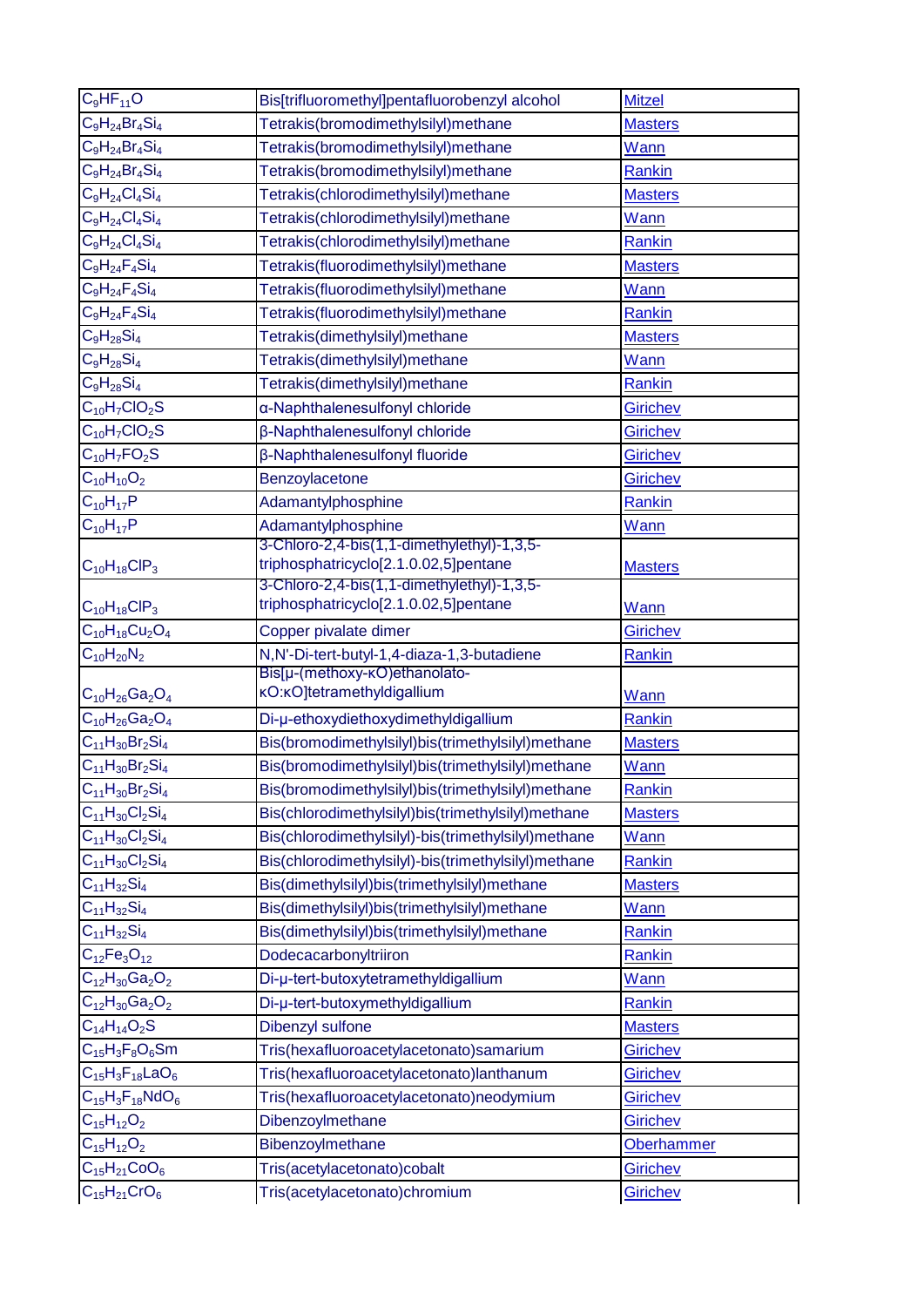| | | |
|---|---|---|
| $C_9HF_{11}O$ | Bis[trifluoromethyl]pentafluorobenzyl alcohol | Mitzel |
| $C_9H_{24}Br_4Si_4$ | Tetrakis(bromodimethylsilyl)methane | Masters |
| $C_9H_{24}Br_4Si_4$ | Tetrakis(bromodimethylsilyl)methane | Wann |
| $C_9H_{24}Br_4Si_4$ | Tetrakis(bromodimethylsilyl)methane | Rankin |
| $C_9H_{24}Cl_4Si_4$ | Tetrakis(chlorodimethylsilyl)methane | Masters |
| $C_9H_{24}Cl_4Si_4$ | Tetrakis(chlorodimethylsilyl)methane | Wann |
| $C_9H_{24}Cl_4Si_4$ | Tetrakis(chlorodimethylsilyl)methane | Rankin |
| $C_9H_{24}F_4Si_4$ | Tetrakis(fluorodimethylsilyl)methane | Masters |
| $C_9H_{24}F_4Si_4$ | Tetrakis(fluorodimethylsilyl)methane | Wann |
| $C_9H_{24}F_4Si_4$ | Tetrakis(fluorodimethylsilyl)methane | Rankin |
| $C_9H_{28}Si_4$ | Tetrakis(dimethylsilyl)methane | Masters |
| $C_9H_{28}Si_4$ | Tetrakis(dimethylsilyl)methane | Wann |
| $C_9H_{28}Si_4$ | Tetrakis(dimethylsilyl)methane | Rankin |
| $C_{10}H_7ClO_2S$ | α-Naphthalenesulfonyl chloride | Girichev |
| $C_{10}H_7ClO_2S$ | β-Naphthalenesulfonyl chloride | Girichev |
| $C_{10}H_7FO_2S$ | β-Naphthalenesulfonyl fluoride | Girichev |
| $C_{10}H_{10}O_2$ | Benzoylacetone | Girichev |
| $C_{10}H_{17}P$ | Adamantylphosphine | Rankin |
| $C_{10}H_{17}P$ | Adamantylphosphine | Wann |
| $C_{10}H_{18}ClP_3$ | 3-Chloro-2,4-bis(1,1-dimethylethyl)-1,3,5-triphosphatricyclo[2.1.0.02,5]pentane | Masters |
| $C_{10}H_{18}ClP_3$ | 3-Chloro-2,4-bis(1,1-dimethylethyl)-1,3,5-triphosphatricyclo[2.1.0.02,5]pentane | Wann |
| $C_{10}H_{18}Cu_2O_4$ | Copper pivalate dimer | Girichev |
| $C_{10}H_{20}N_2$ | N,N'-Di-tert-butyl-1,4-diaza-1,3-butadiene | Rankin |
| $C_{10}H_{26}Ga_2O_4$ | Bis[μ-(methoxy-κO)ethanolato-κO:κO]tetramethyldigallium | Wann |
| $C_{10}H_{26}Ga_2O_4$ | Di-μ-ethoxydiethoxydimethyldigallium | Rankin |
| $C_{11}H_{30}Br_2Si_4$ | Bis(bromodimethylsilyl)bis(trimethylsilyl)methane | Masters |
| $C_{11}H_{30}Br_2Si_4$ | Bis(bromodimethylsilyl)bis(trimethylsilyl)methane | Wann |
| $C_{11}H_{30}Br_2Si_4$ | Bis(bromodimethylsilyl)bis(trimethylsilyl)methane | Rankin |
| $C_{11}H_{30}Cl_2Si_4$ | Bis(chlorodimethylsilyl)bis(trimethylsilyl)methane | Masters |
| $C_{11}H_{30}Cl_2Si_4$ | Bis(chlorodimethylsilyl)-bis(trimethylsilyl)methane | Wann |
| $C_{11}H_{30}Cl_2Si_4$ | Bis(chlorodimethylsilyl)-bis(trimethylsilyl)methane | Rankin |
| $C_{11}H_{32}Si_4$ | Bis(dimethylsilyl)bis(trimethylsilyl)methane | Masters |
| $C_{11}H_{32}Si_4$ | Bis(dimethylsilyl)bis(trimethylsilyl)methane | Wann |
| $C_{11}H_{32}Si_4$ | Bis(dimethylsilyl)bis(trimethylsilyl)methane | Rankin |
| $C_{12}Fe_3O_{12}$ | Dodecacarbonyltriiron | Rankin |
| $C_{12}H_{30}Ga_2O_2$ | Di-μ-tert-butoxytetramethyldigallium | Wann |
| $C_{12}H_{30}Ga_2O_2$ | Di-μ-tert-butoxymethyldigallium | Rankin |
| $C_{14}H_{14}O_2S$ | Dibenzyl sulfone | Masters |
| $C_{15}H_3F_8O_6Sm$ | Tris(hexafluoroacetylacetonato)samarium | Girichev |
| $C_{15}H_3F_{18}LaO_6$ | Tris(hexafluoroacetylacetonato)lanthanum | Girichev |
| $C_{15}H_3F_{18}NdO_6$ | Tris(hexafluoroacetylacetonato)neodymium | Girichev |
| $C_{15}H_{12}O_2$ | Dibenzoylmethane | Girichev |
| $C_{15}H_{12}O_2$ | Bibenzoylmethane | Oberhammer |
| $C_{15}H_{21}CoO_6$ | Tris(acetylacetonato)cobalt | Girichev |
| $C_{15}H_{21}CrO_6$ | Tris(acetylacetonato)chromium | Girichev |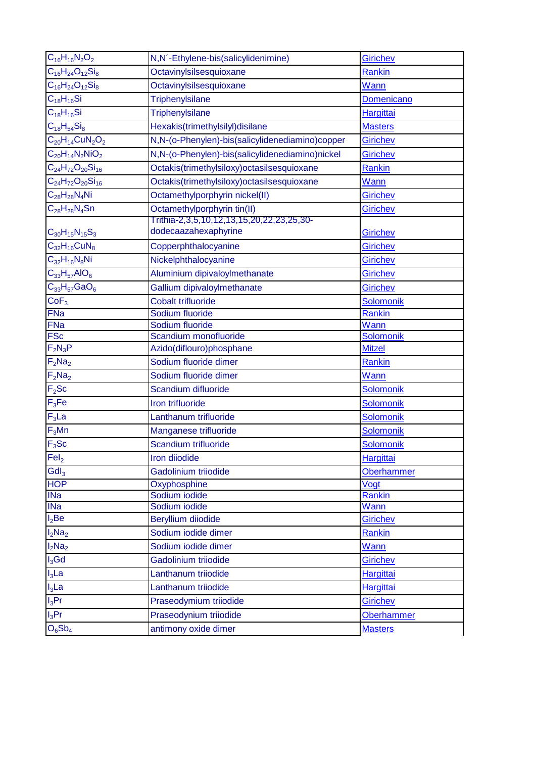| | | |
|---|---|---|
| $C_{16}H_{16}N_2O_2$ | N,N´-Ethylene-bis(salicylidenimine) | Girichev |
| $C_{16}H_{24}O_{12}Si_8$ | Octavinylsilsesquioxane | Rankin |
| $C_{16}H_{24}O_{12}Si_8$ | Octavinylsilsesquioxane | Wann |
| $C_{18}H_{16}Si$ | Triphenylsilane | Domenicano |
| $C_{18}H_{16}Si$ | Triphenylsilane | Hargittai |
| $C_{18}H_{54}Si_8$ | Hexakis(trimethylsilyl)disilane | Masters |
| $C_{20}H_{14}CuN_2O_2$ | N,N-(o-Phenylen)-bis(salicylidenediamino)copper | Girichev |
| $C_{20}H_{14}N_2NiO_2$ | N,N-(o-Phenylen)-bis(salicylidenediamino)nickel | Girichev |
| $C_{24}H_{72}O_{20}Si_{16}$ | Octakis(trimethylsiloxy)octasilsesquioxane | Rankin |
| $C_{24}H_{72}O_{20}Si_{16}$ | Octakis(trimethylsiloxy)octasilsesquioxane | Wann |
| $C_{28}H_{28}N_4Ni$ | Octamethylporphyrin nickel(II) | Girichev |
| $C_{28}H_{28}N_4Sn$ | Octamethylporphyrin tin(II) | Girichev |
| $C_{30}H_{15}N_{15}S_3$ | Trithia-2,3,5,10,12,13,15,20,22,23,25,30-dodecaazahexaphyrine | Girichev |
| $C_{32}H_{16}CuN_8$ | Copperphthalocyanine | Girichev |
| $C_{32}H_{16}N_8Ni$ | Nickelphthalocyanine | Girichev |
| $C_{33}H_{57}AlO_6$ | Aluminium dipivaloylmethanate | Girichev |
| $C_{33}H_{57}GaO_6$ | Gallium dipivaloylmethanate | Girichev |
| $CoF_3$ | Cobalt trifluoride | Solomonik |
| FNa | Sodium fluoride | Rankin |
| FNa | Sodium fluoride | Wann |
| FSc | Scandium monofluoride | Solomonik |
| $F_2N_3P$ | Azido(diflouro)phosphane | Mitzel |
| $F_2Na_2$ | Sodium fluoride dimer | Rankin |
| $F_2Na_2$ | Sodium fluoride dimer | Wann |
| $F_2Sc$ | Scandium difluoride | Solomonik |
| $F_3Fe$ | Iron trifluoride | Solomonik |
| $F_3La$ | Lanthanum trifluoride | Solomonik |
| $F_3Mn$ | Manganese trifluoride | Solomonik |
| $F_3Sc$ | Scandium trifluoride | Solomonik |
| $FeI_2$ | Iron diiodide | Hargittai |
| $GdI_3$ | Gadolinium triiodide | Oberhammer |
| HOP | Oxyphosphine | Vogt |
| INa | Sodium iodide | Rankin |
| INa | Sodium iodide | Wann |
| $I_2Be$ | Beryllium diiodide | Girichev |
| $I_2Na_2$ | Sodium iodide dimer | Rankin |
| $I_2Na_2$ | Sodium iodide dimer | Wann |
| $I_3Gd$ | Gadolinium triiodide | Girichev |
| $I_3La$ | Lanthanum triiodide | Hargittai |
| $I_3La$ | Lanthanum triiodide | Hargittai |
| $I_3Pr$ | Praseodymium triiodide | Girichev |
| $I_3Pr$ | Praseodynium triiodide | Oberhammer |
| $O_6Sb_4$ | antimony oxide dimer | Masters |